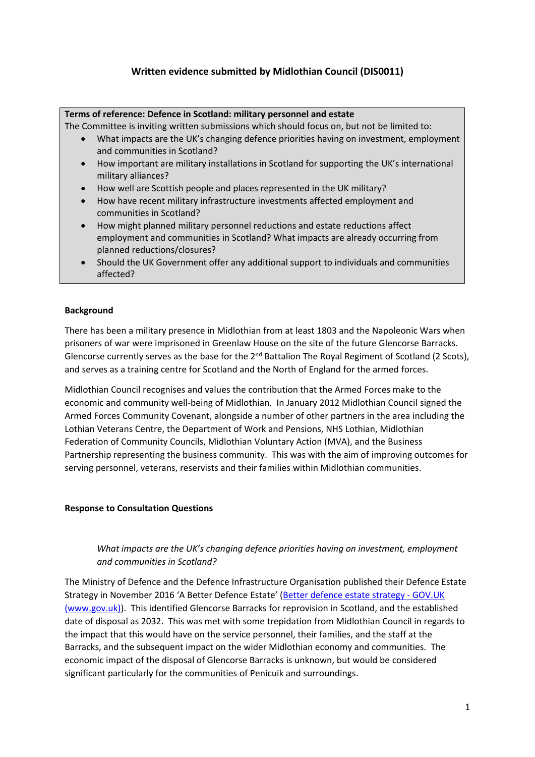# Written evidence submitted by Midlothian Council (DIS0011)

**Terms of reference: Defence in Scotland: military personnel and estate**

The Committee is inviting written submissions which should focus on, but not be limited to:

- What impacts are the UK's changing defence priorities having on investment, employment and communities in Scotland?
- How important are military installations in Scotland for supporting the UK's international military alliances?
- How well are Scottish people and places represented in the UK military?
- How have recent military infrastructure investments affected employment and communities in Scotland?
- How might planned military personnel reductions and estate reductions affect employment and communities in Scotland? What impacts are already occurring from planned reductions/closures?
- Should the UK Government offer any additional support to individuals and communities affected?

## Background

There has been a military presence in Midlothian from at least 1803 and the Napoleonic Wars when prisoners of war were imprisoned in Greenlaw House on the site of the future Glencorse Barracks. Glencorse currently serves as the base for the 2nd Battalion The Royal Regiment of Scotland (2 Scots), and serves as a training centre for Scotland and the North of England for the armed forces.

Midlothian Council recognises and values the contribution that the Armed Forces make to the economic and community well-being of Midlothian. In January 2012 Midlothian Council signed the Armed Forces Community Covenant, alongside a number of other partners in the area including the Lothian Veterans Centre, the Department of Work and Pensions, NHS Lothian, Midlothian Federation of Community Councils, Midlothian Voluntary Action (MVA), and the Business Partnership representing the business community. This was with the aim of improving outcomes for serving personnel, veterans, reservists and their families within Midlothian communities.

## Response to Consultation Questions

*What impacts are the UK's changing defence priorities having on investment, employment and communities in Scotland?*

The Ministry of Defence and the Defence Infrastructure Organisation published their Defence Estate Strategy in November 2016 'A Better Defence Estate' (Better defence estate strategy - GOV.UK (www.gov.uk)). This identified Glencorse Barracks for reprovision in Scotland, and the established date of disposal as 2032. This was met with some trepidation from Midlothian Council in regards to the impact that this would have on the service personnel, their families, and the staff at the Barracks, and the subsequent impact on the wider Midlothian economy and communities. The economic impact of the disposal of Glencorse Barracks is unknown, but would be considered significant particularly for the communities of Penicuik and surroundings.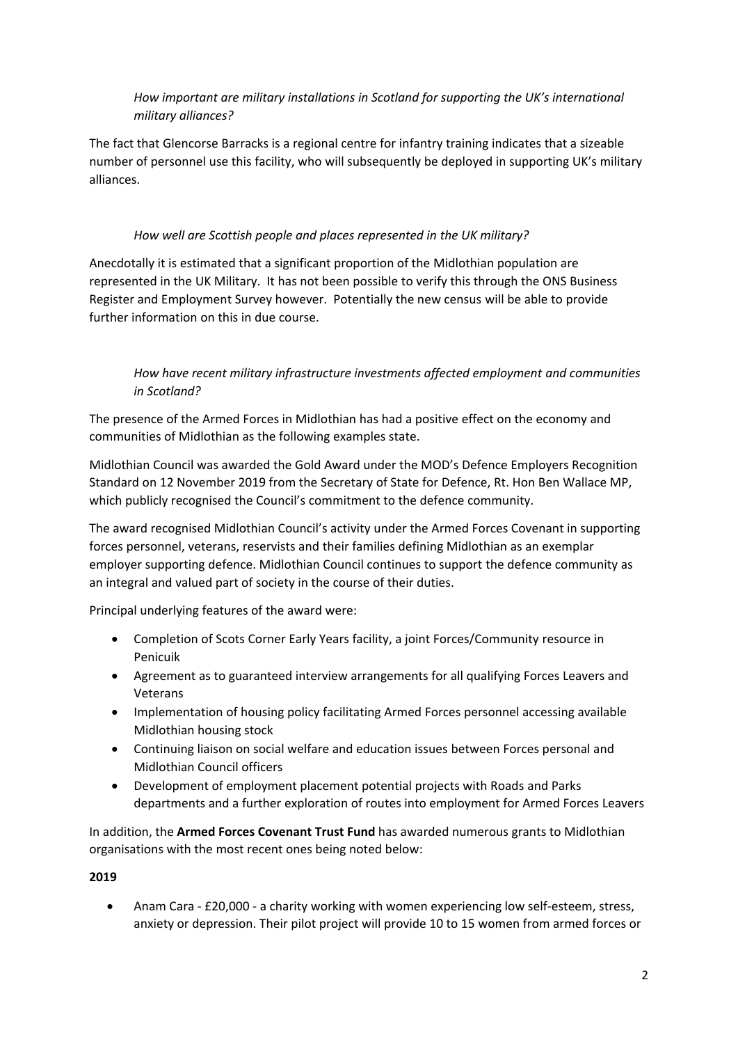*How important are military installations in Scotland for supporting the UK's international military alliances?*

The fact that Glencorse Barracks is a regional centre for infantry training indicates that a sizeable number of personnel use this facility, who will subsequently be deployed in supporting UK's military alliances.

*How well are Scottish people and places represented in the UK military?*

Anecdotally it is estimated that a significant proportion of the Midlothian population are represented in the UK Military. It has not been possible to verify this through the ONS Business Register and Employment Survey however. Potentially the new census will be able to provide further information on this in due course.

*How have recent military infrastructure investments affected employment and communities in Scotland?*

The presence of the Armed Forces in Midlothian has had a positive effect on the economy and communities of Midlothian as the following examples state.

Midlothian Council was awarded the Gold Award under the MOD's Defence Employers Recognition Standard on 12 November 2019 from the Secretary of State for Defence, Rt. Hon Ben Wallace MP, which publicly recognised the Council's commitment to the defence community.

The award recognised Midlothian Council's activity under the Armed Forces Covenant in supporting forces personnel, veterans, reservists and their families defining Midlothian as an exemplar employer supporting defence. Midlothian Council continues to support the defence community as an integral and valued part of society in the course of their duties.

Principal underlying features of the award were:

- Completion of Scots Corner Early Years facility, a joint Forces/Community resource in Penicuik
- Agreement as to guaranteed interview arrangements for all qualifying Forces Leavers and Veterans
- Implementation of housing policy facilitating Armed Forces personnel accessing available Midlothian housing stock
- Continuing liaison on social welfare and education issues between Forces personal and Midlothian Council officers
- Development of employment placement potential projects with Roads and Parks departments and a further exploration of routes into employment for Armed Forces Leavers

In addition, the **Armed Forces Covenant Trust Fund** has awarded numerous grants to Midlothian organisations with the most recent ones being noted below:

**2019**

- Anam Cara - £20,000 - a charity working with women experiencing low self-esteem, stress, anxiety or depression. Their pilot project will provide 10 to 15 women from armed forces or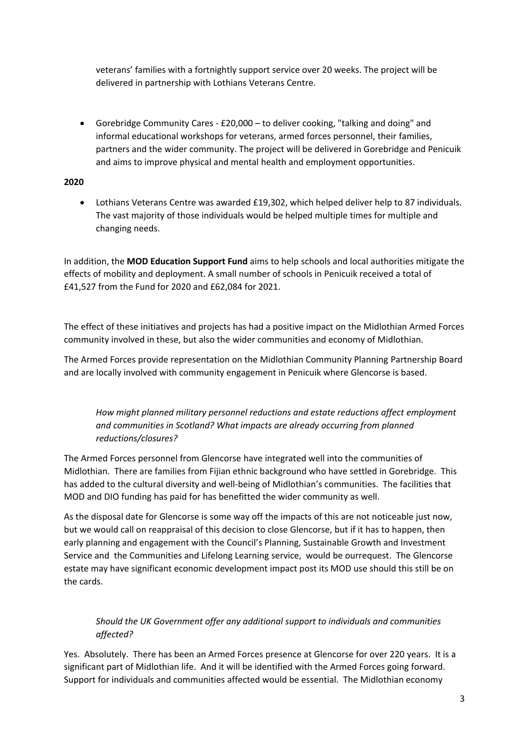veterans' families with a fortnightly support service over 20 weeks. The project will be delivered in partnership with Lothians Veterans Centre.

- Gorebridge Community Cares - £20,000 – to deliver cooking, "talking and doing" and informal educational workshops for veterans, armed forces personnel, their families, partners and the wider community. The project will be delivered in Gorebridge and Penicuik and aims to improve physical and mental health and employment opportunities.

**2020**

- Lothians Veterans Centre was awarded £19,302, which helped deliver help to 87 individuals. The vast majority of those individuals would be helped multiple times for multiple and changing needs.

In addition, the **MOD Education Support Fund** aims to help schools and local authorities mitigate the effects of mobility and deployment. A small number of schools in Penicuik received a total of £41,527 from the Fund for 2020 and £62,084 for 2021.

The effect of these initiatives and projects has had a positive impact on the Midlothian Armed Forces community involved in these, but also the wider communities and economy of Midlothian.

The Armed Forces provide representation on the Midlothian Community Planning Partnership Board and are locally involved with community engagement in Penicuik where Glencorse is based.

*How might planned military personnel reductions and estate reductions affect employment and communities in Scotland? What impacts are already occurring from planned reductions/closures?*

The Armed Forces personnel from Glencorse have integrated well into the communities of Midlothian. There are families from Fijian ethnic background who have settled in Gorebridge. This has added to the cultural diversity and well-being of Midlothian's communities. The facilities that MOD and DIO funding has paid for has benefitted the wider community as well.

As the disposal date for Glencorse is some way off the impacts of this are not noticeable just now, but we would call on reappraisal of this decision to close Glencorse, but if it has to happen, then early planning and engagement with the Council's Planning, Sustainable Growth and Investment Service and the Communities and Lifelong Learning service, would be ourrequest. The Glencorse estate may have significant economic development impact post its MOD use should this still be on the cards.

*Should the UK Government offer any additional support to individuals and communities affected?*

Yes. Absolutely. There has been an Armed Forces presence at Glencorse for over 220 years. It is a significant part of Midlothian life. And it will be identified with the Armed Forces going forward. Support for individuals and communities affected would be essential. The Midlothian economy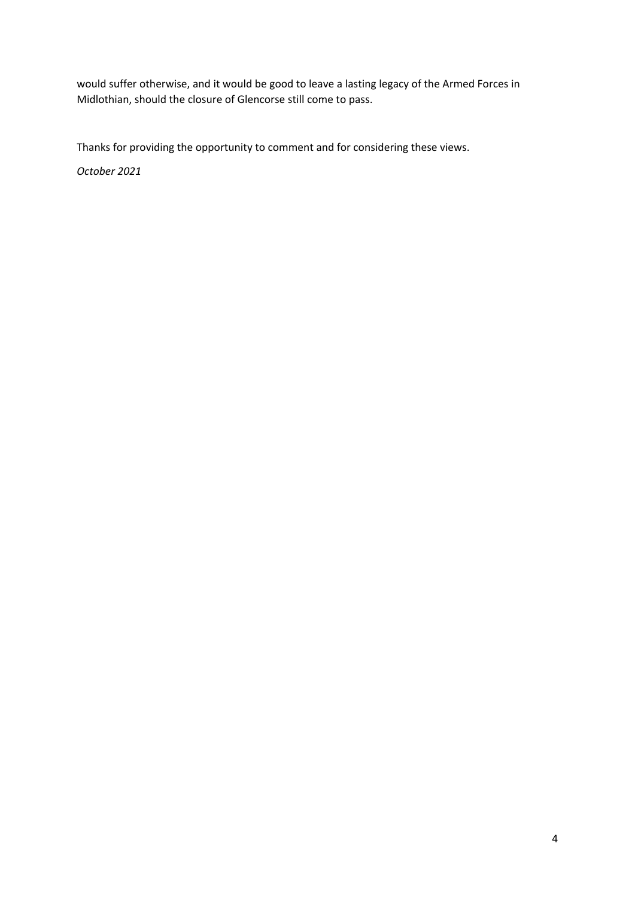would suffer otherwise, and it would be good to leave a lasting legacy of the Armed Forces in Midlothian, should the closure of Glencorse still come to pass.

Thanks for providing the opportunity to comment and for considering these views.

*October 2021*